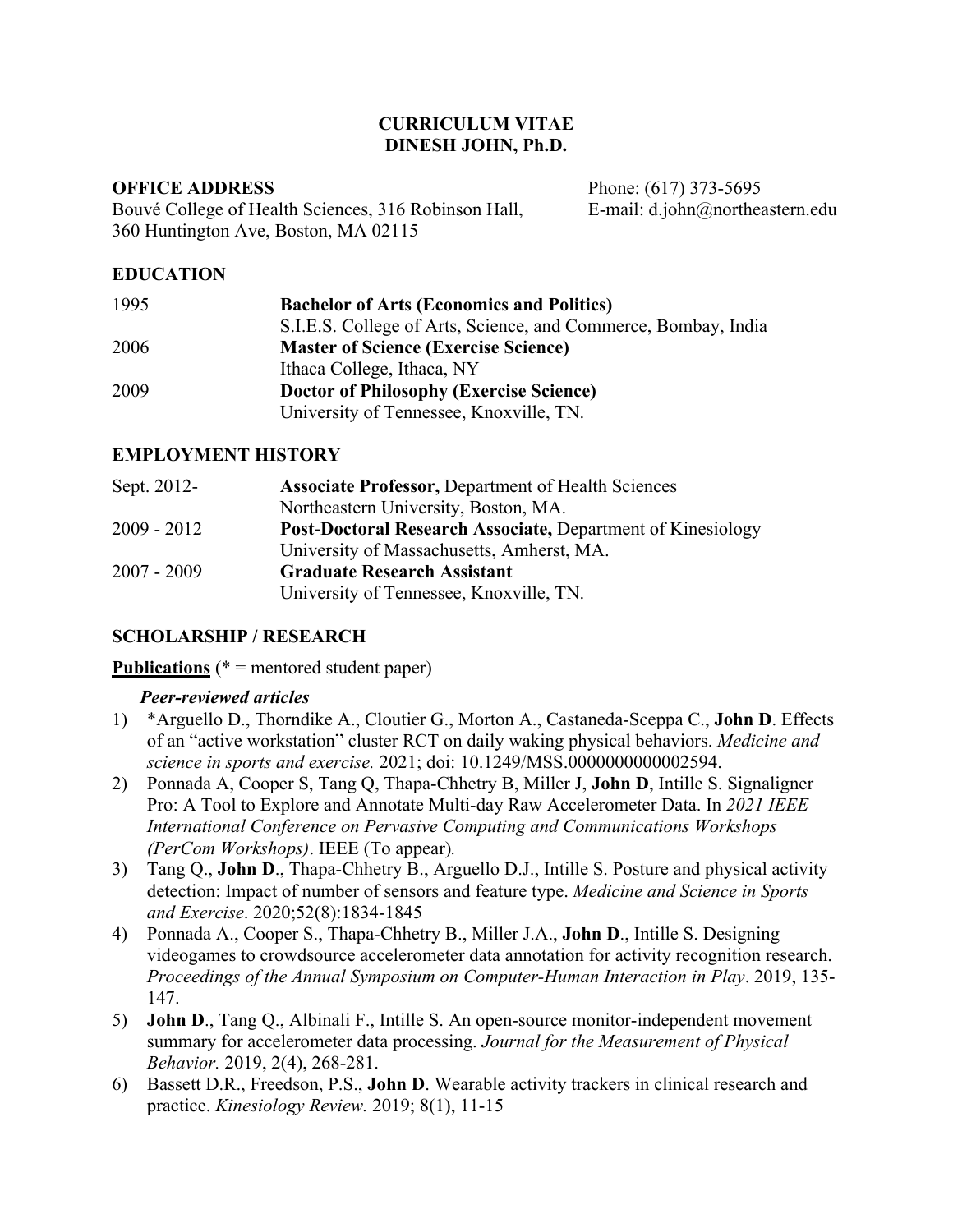# CURRICULUM VITAE
# DINESH JOHN, Ph.D.

**OFFICE ADDRESS**
Bouvé College of Health Sciences, 316 Robinson Hall,
360 Huntington Ave, Boston, MA 02115

Phone: (617) 373-5695
E-mail: d.john@northeastern.edu

## EDUCATION

| | |
|---|---|
| 1995 | **Bachelor of Arts (Economics and Politics)**<br>S.I.E.S. College of Arts, Science, and Commerce, Bombay, India |
| 2006 | **Master of Science (Exercise Science)**<br>Ithaca College, Ithaca, NY |
| 2009 | **Doctor of Philosophy (Exercise Science)**<br>University of Tennessee, Knoxville, TN. |

## EMPLOYMENT HISTORY

| | |
|---|---|
| Sept. 2012- | **Associate Professor,** Department of Health Sciences<br>Northeastern University, Boston, MA. |
| 2009 - 2012 | **Post-Doctoral Research Associate,** Department of Kinesiology<br>University of Massachusetts, Amherst, MA. |
| 2007 - 2009 | **Graduate Research Assistant**<br>University of Tennessee, Knoxville, TN. |

## SCHOLARSHIP / RESEARCH

**Publications** (* = mentored student paper)

***Peer-reviewed articles***

1) *Arguello D., Thorndike A., Cloutier G., Morton A., Castaneda-Sceppa C., **John D**. Effects of an "active workstation" cluster RCT on daily waking physical behaviors. *Medicine and science in sports and exercise.* 2021; doi: 10.1249/MSS.0000000000002594.
2) Ponnada A, Cooper S, Tang Q, Thapa-Chhetry B, Miller J, **John D**, Intille S. Signaligner Pro: A Tool to Explore and Annotate Multi-day Raw Accelerometer Data. In *2021 IEEE International Conference on Pervasive Computing and Communications Workshops (PerCom Workshops)*. IEEE (To appear)*.*
3) Tang Q., **John D**., Thapa-Chhetry B., Arguello D.J., Intille S. Posture and physical activity detection: Impact of number of sensors and feature type. *Medicine and Science in Sports and Exercise*. 2020;52(8):1834-1845
4) Ponnada A., Cooper S., Thapa-Chhetry B., Miller J.A., **John D**., Intille S. Designing videogames to crowdsource accelerometer data annotation for activity recognition research. *Proceedings of the Annual Symposium on Computer-Human Interaction in Play*. 2019, 135-147.
5) **John D**., Tang Q., Albinali F., Intille S. An open-source monitor-independent movement summary for accelerometer data processing. *Journal for the Measurement of Physical Behavior.* 2019, 2(4), 268-281.
6) Bassett D.R., Freedson, P.S., **John D**. Wearable activity trackers in clinical research and practice. *Kinesiology Review.* 2019; 8(1), 11-15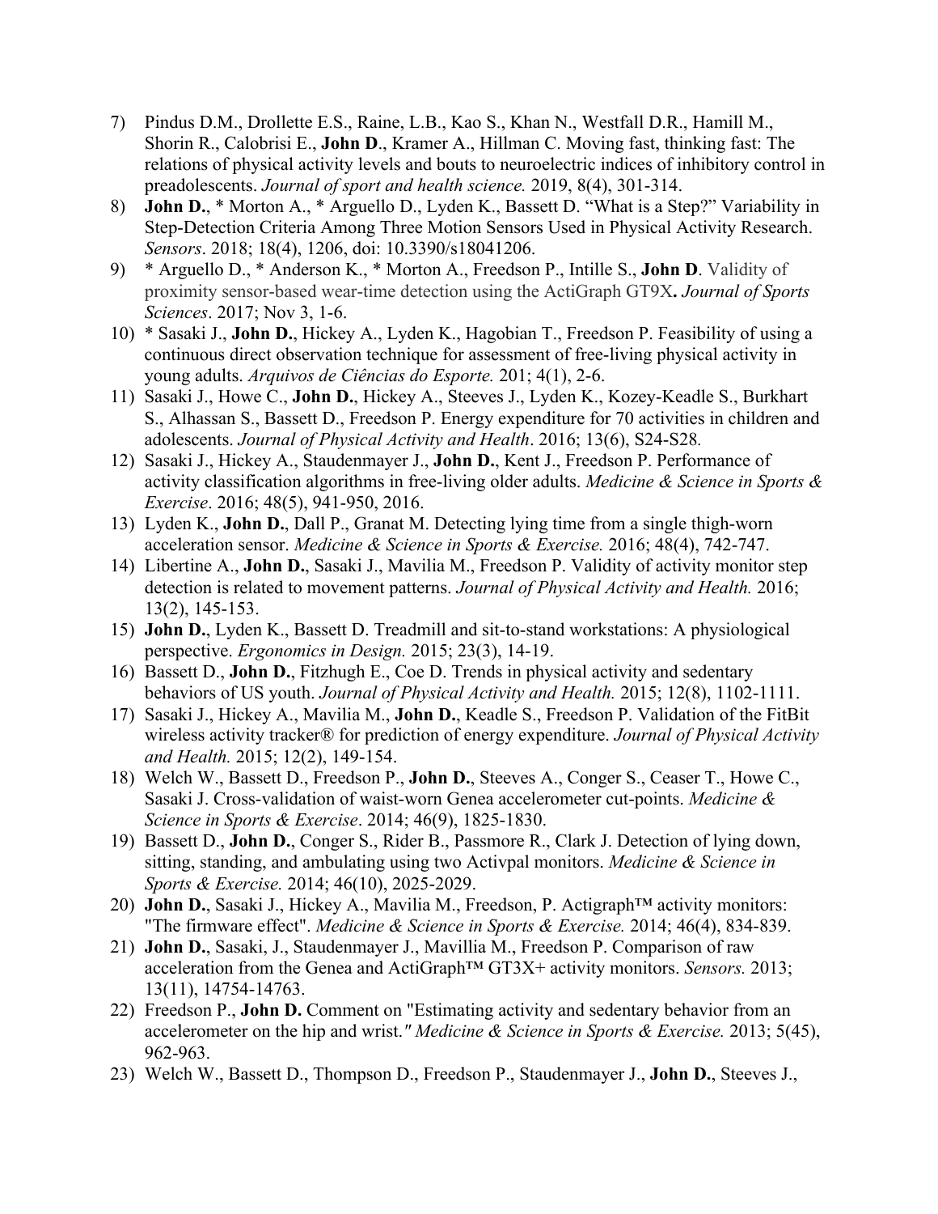7) Pindus D.M., Drollette E.S., Raine, L.B., Kao S., Khan N., Westfall D.R., Hamill M., Shorin R., Calobrisi E., **John D**., Kramer A., Hillman C. Moving fast, thinking fast: The relations of physical activity levels and bouts to neuroelectric indices of inhibitory control in preadolescents. *Journal of sport and health science.* 2019, 8(4), 301-314.
8) **John D.**, * Morton A., * Arguello D., Lyden K., Bassett D. "What is a Step?" Variability in Step-Detection Criteria Among Three Motion Sensors Used in Physical Activity Research. *Sensors*. 2018; 18(4), 1206, doi: 10.3390/s18041206.
9) * Arguello D., * Anderson K., * Morton A., Freedson P., Intille S., **John D**. Validity of proximity sensor-based wear-time detection using the ActiGraph GT9X**.** *Journal of Sports Sciences*. 2017; Nov 3, 1-6.
10) * Sasaki J., **John D.**, Hickey A., Lyden K., Hagobian T., Freedson P. Feasibility of using a continuous direct observation technique for assessment of free-living physical activity in young adults. *Arquivos de Ciências do Esporte.* 201; 4(1), 2-6.
11) Sasaki J., Howe C., **John D.**, Hickey A., Steeves J., Lyden K., Kozey-Keadle S., Burkhart S., Alhassan S., Bassett D., Freedson P. Energy expenditure for 70 activities in children and adolescents. *Journal of Physical Activity and Health*. 2016; 13(6), S24-S28*.*
12) Sasaki J., Hickey A., Staudenmayer J., **John D.**, Kent J., Freedson P. Performance of activity classification algorithms in free-living older adults. *Medicine & Science in Sports & Exercise*. 2016; 48(5), 941-950, 2016.
13) Lyden K., **John D.**, Dall P., Granat M. Detecting lying time from a single thigh-worn acceleration sensor. *Medicine & Science in Sports & Exercise.* 2016; 48(4), 742-747.
14) Libertine A., **John D.**, Sasaki J., Mavilia M., Freedson P. Validity of activity monitor step detection is related to movement patterns. *Journal of Physical Activity and Health.* 2016; 13(2), 145-153.
15) **John D.**, Lyden K., Bassett D. Treadmill and sit-to-stand workstations: A physiological perspective. *Ergonomics in Design.* 2015; 23(3), 14-19.
16) Bassett D., **John D.**, Fitzhugh E., Coe D. Trends in physical activity and sedentary behaviors of US youth. *Journal of Physical Activity and Health.* 2015; 12(8), 1102-1111.
17) Sasaki J., Hickey A., Mavilia M., **John D.**, Keadle S., Freedson P. Validation of the FitBit wireless activity tracker® for prediction of energy expenditure. *Journal of Physical Activity and Health.* 2015; 12(2), 149-154.
18) Welch W., Bassett D., Freedson P., **John D.**, Steeves A., Conger S., Ceaser T., Howe C., Sasaki J. Cross-validation of waist-worn Genea accelerometer cut-points. *Medicine & Science in Sports & Exercise*. 2014; 46(9), 1825-1830.
19) Bassett D., **John D.**, Conger S., Rider B., Passmore R., Clark J. Detection of lying down, sitting, standing, and ambulating using two Activpal monitors. *Medicine & Science in Sports & Exercise.* 2014; 46(10), 2025-2029.
20) **John D.**, Sasaki J., Hickey A., Mavilia M., Freedson, P. Actigraph™ activity monitors: "The firmware effect". *Medicine & Science in Sports & Exercise.* 2014; 46(4), 834-839.
21) **John D.**, Sasaki, J., Staudenmayer J., Mavillia M., Freedson P. Comparison of raw acceleration from the Genea and ActiGraph™ GT3X+ activity monitors. *Sensors.* 2013; 13(11), 14754-14763.
22) Freedson P., **John D.** Comment on "Estimating activity and sedentary behavior from an accelerometer on the hip and wrist.*" Medicine & Science in Sports & Exercise.* 2013; 5(45), 962-963.
23) Welch W., Bassett D., Thompson D., Freedson P., Staudenmayer J., **John D.**, Steeves J.,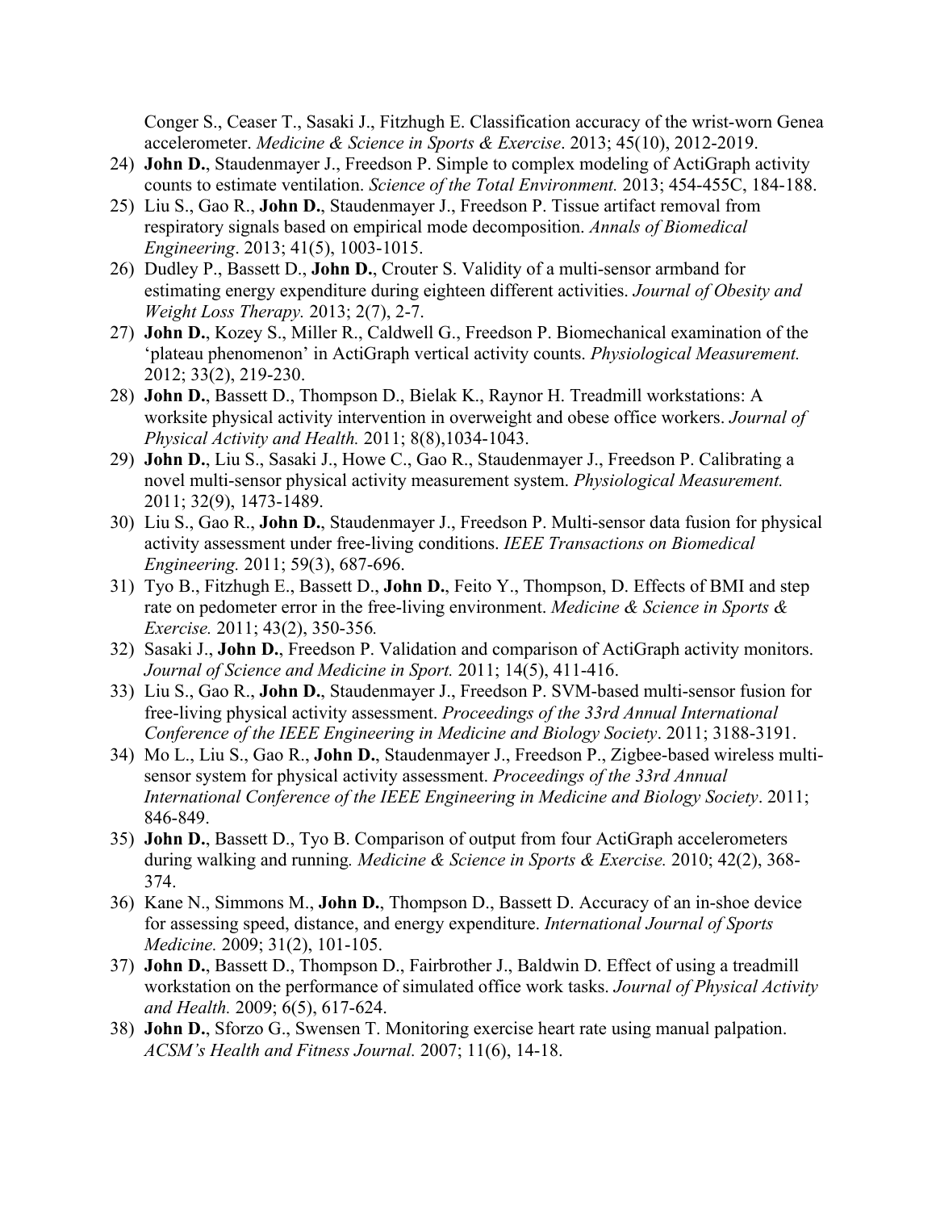Conger S., Ceaser T., Sasaki J., Fitzhugh E. Classification accuracy of the wrist-worn Genea accelerometer. *Medicine & Science in Sports & Exercise*. 2013; 45(10), 2012-2019.

24) **John D.**, Staudenmayer J., Freedson P. Simple to complex modeling of ActiGraph activity counts to estimate ventilation. *Science of the Total Environment.* 2013; 454-455C, 184-188.
25) Liu S., Gao R., **John D.**, Staudenmayer J., Freedson P. Tissue artifact removal from respiratory signals based on empirical mode decomposition. *Annals of Biomedical Engineering*. 2013; 41(5), 1003-1015.
26) Dudley P., Bassett D., **John D.**, Crouter S. Validity of a multi-sensor armband for estimating energy expenditure during eighteen different activities. *Journal of Obesity and Weight Loss Therapy.* 2013; 2(7), 2-7.
27) **John D.**, Kozey S., Miller R., Caldwell G., Freedson P. Biomechanical examination of the 'plateau phenomenon' in ActiGraph vertical activity counts. *Physiological Measurement.* 2012; 33(2), 219-230.
28) **John D.**, Bassett D., Thompson D., Bielak K., Raynor H. Treadmill workstations: A worksite physical activity intervention in overweight and obese office workers. *Journal of Physical Activity and Health.* 2011; 8(8),1034-1043.
29) **John D.**, Liu S., Sasaki J., Howe C., Gao R., Staudenmayer J., Freedson P. Calibrating a novel multi-sensor physical activity measurement system. *Physiological Measurement.* 2011; 32(9), 1473-1489.
30) Liu S., Gao R., **John D.**, Staudenmayer J., Freedson P. Multi-sensor data fusion for physical activity assessment under free-living conditions. *IEEE Transactions on Biomedical Engineering.* 2011; 59(3), 687-696.
31) Tyo B., Fitzhugh E., Bassett D., **John D.**, Feito Y., Thompson, D. Effects of BMI and step rate on pedometer error in the free-living environment. *Medicine & Science in Sports & Exercise.* 2011; 43(2), 350-356*.*
32) Sasaki J., **John D.**, Freedson P. Validation and comparison of ActiGraph activity monitors. *Journal of Science and Medicine in Sport.* 2011; 14(5), 411-416.
33) Liu S., Gao R., **John D.**, Staudenmayer J., Freedson P. SVM-based multi-sensor fusion for free-living physical activity assessment. *Proceedings of the 33rd Annual International Conference of the IEEE Engineering in Medicine and Biology Society*. 2011; 3188-3191.
34) Mo L., Liu S., Gao R., **John D.**, Staudenmayer J., Freedson P., Zigbee-based wireless multi-sensor system for physical activity assessment. *Proceedings of the 33rd Annual International Conference of the IEEE Engineering in Medicine and Biology Society*. 2011; 846-849.
35) **John D.**, Bassett D., Tyo B. Comparison of output from four ActiGraph accelerometers during walking and running*. Medicine & Science in Sports & Exercise.* 2010; 42(2), 368-374.
36) Kane N., Simmons M., **John D.**, Thompson D., Bassett D. Accuracy of an in-shoe device for assessing speed, distance, and energy expenditure. *International Journal of Sports Medicine.* 2009; 31(2), 101-105.
37) **John D.**, Bassett D., Thompson D., Fairbrother J., Baldwin D. Effect of using a treadmill workstation on the performance of simulated office work tasks. *Journal of Physical Activity and Health.* 2009; 6(5), 617-624.
38) **John D.**, Sforzo G., Swensen T. Monitoring exercise heart rate using manual palpation. *ACSM's Health and Fitness Journal.* 2007; 11(6), 14-18.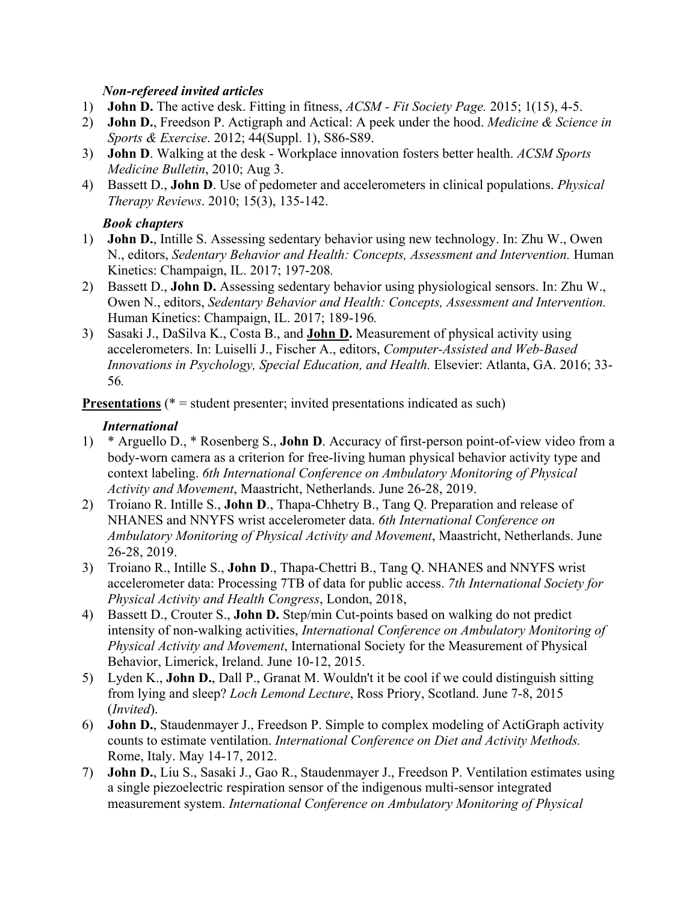### *Non-refereed invited articles*

1) **John D.** The active desk. Fitting in fitness, *ACSM - Fit Society Page.* 2015; 1(15), 4-5.
2) **John D.**, Freedson P. Actigraph and Actical: A peek under the hood. *Medicine & Science in Sports & Exercise*. 2012; 44(Suppl. 1), S86-S89.
3) **John D**. Walking at the desk - Workplace innovation fosters better health. *ACSM Sports Medicine Bulletin*, 2010; Aug 3.
4) Bassett D., **John D**. Use of pedometer and accelerometers in clinical populations. *Physical Therapy Reviews*. 2010; 15(3), 135-142.

### *Book chapters*

1) **John D.**, Intille S. Assessing sedentary behavior using new technology. In: Zhu W., Owen N., editors, *Sedentary Behavior and Health: Concepts, Assessment and Intervention.* Human Kinetics: Champaign, IL. 2017; 197-208.
2) Bassett D., **John D.** Assessing sedentary behavior using physiological sensors. In: Zhu W., Owen N., editors, *Sedentary Behavior and Health: Concepts, Assessment and Intervention.* Human Kinetics: Champaign, IL. 2017; 189-196.
3) Sasaki J., DaSilva K., Costa B., and **<u>John D.</u>** Measurement of physical activity using accelerometers. In: Luiselli J., Fischer A., editors, *Computer-Assisted and Web-Based Innovations in Psychology, Special Education, and Health.* Elsevier: Atlanta, GA. 2016; 33-56.

**<u>Presentations</u>** (* = student presenter; invited presentations indicated as such)

### *International*

1) * Arguello D., * Rosenberg S., **John D**. Accuracy of first-person point-of-view video from a body-worn camera as a criterion for free-living human physical behavior activity type and context labeling. *6th International Conference on Ambulatory Monitoring of Physical Activity and Movement*, Maastricht, Netherlands. June 26-28, 2019.
2) Troiano R. Intille S., **John D**., Thapa-Chhetry B., Tang Q. Preparation and release of NHANES and NNYFS wrist accelerometer data. *6th International Conference on Ambulatory Monitoring of Physical Activity and Movement*, Maastricht, Netherlands. June 26-28, 2019.
3) Troiano R., Intille S., **John D**., Thapa-Chettri B., Tang Q. NHANES and NNYFS wrist accelerometer data: Processing 7TB of data for public access. *7th International Society for Physical Activity and Health Congress*, London, 2018,
4) Bassett D., Crouter S., **John D.** Step/min Cut-points based on walking do not predict intensity of non-walking activities, *International Conference on Ambulatory Monitoring of Physical Activity and Movement*, International Society for the Measurement of Physical Behavior, Limerick, Ireland. June 10-12, 2015.
5) Lyden K., **John D.**, Dall P., Granat M. Wouldn't it be cool if we could distinguish sitting from lying and sleep? *Loch Lemond Lecture*, Ross Priory, Scotland. June 7-8, 2015 (*Invited*).
6) **John D.**, Staudenmayer J., Freedson P. Simple to complex modeling of ActiGraph activity counts to estimate ventilation. *International Conference on Diet and Activity Methods.* Rome, Italy. May 14-17, 2012.
7) **John D.**, Liu S., Sasaki J., Gao R., Staudenmayer J., Freedson P. Ventilation estimates using a single piezoelectric respiration sensor of the indigenous multi-sensor integrated measurement system. *International Conference on Ambulatory Monitoring of Physical*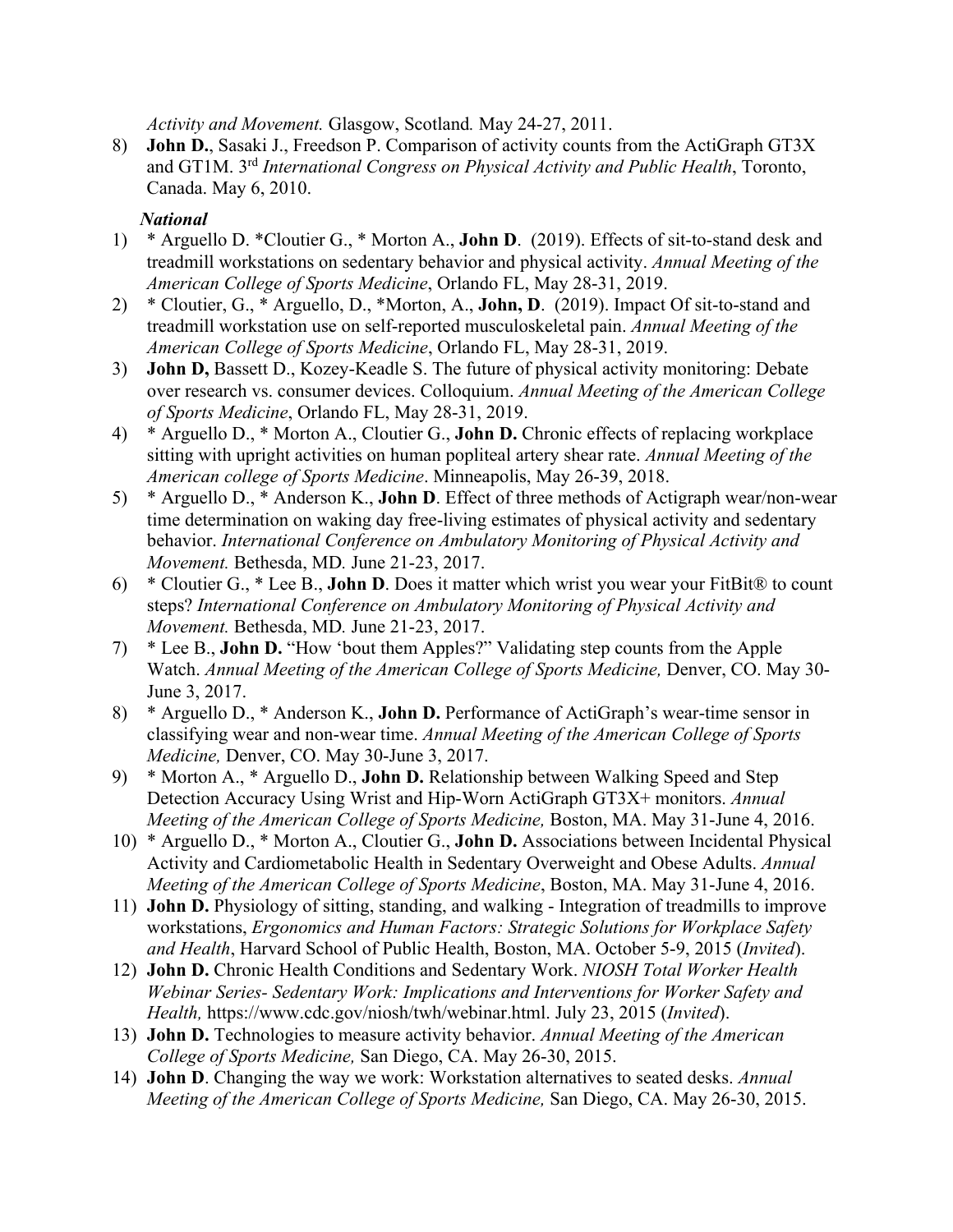*Activity and Movement.* Glasgow, Scotland*.* May 24-27, 2011.

8) **John D.**, Sasaki J., Freedson P. Comparison of activity counts from the ActiGraph GT3X and GT1M. 3rd *International Congress on Physical Activity and Public Health*, Toronto, Canada. May 6, 2010.

***National***

1) * Arguello D. *Cloutier G., * Morton A., **John D**. (2019). Effects of sit-to-stand desk and treadmill workstations on sedentary behavior and physical activity. *Annual Meeting of the American College of Sports Medicine*, Orlando FL, May 28-31, 2019.
2) * Cloutier, G., * Arguello, D., *Morton, A., **John, D**. (2019). Impact Of sit-to-stand and treadmill workstation use on self-reported musculoskeletal pain. *Annual Meeting of the American College of Sports Medicine*, Orlando FL, May 28-31, 2019.
3) **John D,** Bassett D., Kozey-Keadle S. The future of physical activity monitoring: Debate over research vs. consumer devices. Colloquium. *Annual Meeting of the American College of Sports Medicine*, Orlando FL, May 28-31, 2019.
4) * Arguello D., * Morton A., Cloutier G., **John D.** Chronic effects of replacing workplace sitting with upright activities on human popliteal artery shear rate. *Annual Meeting of the American college of Sports Medicine*. Minneapolis, May 26-39, 2018.
5) * Arguello D., * Anderson K., **John D**. Effect of three methods of Actigraph wear/non-wear time determination on waking day free-living estimates of physical activity and sedentary behavior. *International Conference on Ambulatory Monitoring of Physical Activity and Movement.* Bethesda, MD*.* June 21-23, 2017.
6) * Cloutier G., * Lee B., **John D**. Does it matter which wrist you wear your FitBit® to count steps? *International Conference on Ambulatory Monitoring of Physical Activity and Movement.* Bethesda, MD*.* June 21-23, 2017.
7) * Lee B., **John D.** "How 'bout them Apples?" Validating step counts from the Apple Watch. *Annual Meeting of the American College of Sports Medicine,* Denver, CO. May 30-June 3, 2017.
8) * Arguello D., * Anderson K., **John D.** Performance of ActiGraph's wear-time sensor in classifying wear and non-wear time. *Annual Meeting of the American College of Sports Medicine,* Denver, CO. May 30-June 3, 2017.
9) * Morton A., * Arguello D., **John D.** Relationship between Walking Speed and Step Detection Accuracy Using Wrist and Hip-Worn ActiGraph GT3X+ monitors. *Annual Meeting of the American College of Sports Medicine,* Boston, MA. May 31-June 4, 2016.
10) * Arguello D., * Morton A., Cloutier G., **John D.** Associations between Incidental Physical Activity and Cardiometabolic Health in Sedentary Overweight and Obese Adults. *Annual Meeting of the American College of Sports Medicine*, Boston, MA. May 31-June 4, 2016.
11) **John D.** Physiology of sitting, standing, and walking - Integration of treadmills to improve workstations, *Ergonomics and Human Factors: Strategic Solutions for Workplace Safety and Health*, Harvard School of Public Health, Boston, MA. October 5-9, 2015 (*Invited*).
12) **John D.** Chronic Health Conditions and Sedentary Work. *NIOSH Total Worker Health Webinar Series- Sedentary Work: Implications and Interventions for Worker Safety and Health,* https://www.cdc.gov/niosh/twh/webinar.html. July 23, 2015 (*Invited*).
13) **John D.** Technologies to measure activity behavior. *Annual Meeting of the American College of Sports Medicine,* San Diego, CA. May 26-30, 2015.
14) **John D**. Changing the way we work: Workstation alternatives to seated desks. *Annual Meeting of the American College of Sports Medicine,* San Diego, CA. May 26-30, 2015.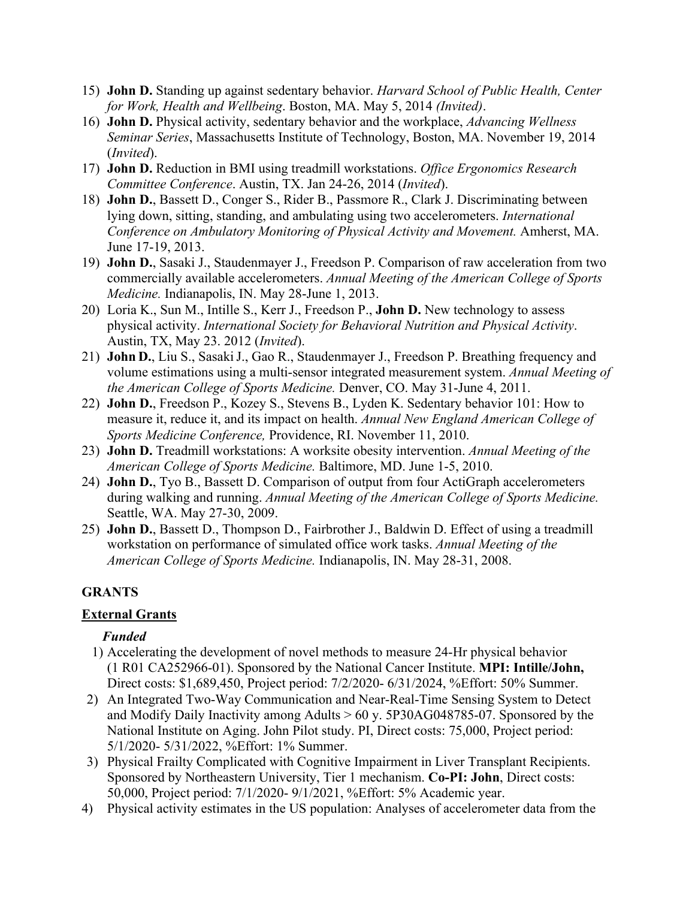15) **John D.** Standing up against sedentary behavior. *Harvard School of Public Health, Center for Work, Health and Wellbeing*. Boston, MA. May 5, 2014 *(Invited)*.
16) **John D.** Physical activity, sedentary behavior and the workplace, *Advancing Wellness Seminar Series*, Massachusetts Institute of Technology, Boston, MA. November 19, 2014 (*Invited*).
17) **John D.** Reduction in BMI using treadmill workstations. *Office Ergonomics Research Committee Conference*. Austin, TX. Jan 24-26, 2014 (*Invited*).
18) **John D.**, Bassett D., Conger S., Rider B., Passmore R., Clark J. Discriminating between lying down, sitting, standing, and ambulating using two accelerometers. *International Conference on Ambulatory Monitoring of Physical Activity and Movement.* Amherst, MA. June 17-19, 2013.
19) **John D.**, Sasaki J., Staudenmayer J., Freedson P. Comparison of raw acceleration from two commercially available accelerometers. *Annual Meeting of the American College of Sports Medicine.* Indianapolis, IN. May 28-June 1, 2013.
20) Loria K., Sun M., Intille S., Kerr J., Freedson P., **John D.** New technology to assess physical activity. *International Society for Behavioral Nutrition and Physical Activity*. Austin, TX, May 23. 2012 (*Invited*).
21) **John D.**, Liu S., Sasaki J., Gao R., Staudenmayer J., Freedson P. Breathing frequency and volume estimations using a multi-sensor integrated measurement system. *Annual Meeting of the American College of Sports Medicine.* Denver, CO. May 31-June 4, 2011.
22) **John D.**, Freedson P., Kozey S., Stevens B., Lyden K. Sedentary behavior 101: How to measure it, reduce it, and its impact on health. *Annual New England American College of Sports Medicine Conference,* Providence, RI. November 11, 2010.
23) **John D.** Treadmill workstations: A worksite obesity intervention. *Annual Meeting of the American College of Sports Medicine.* Baltimore, MD. June 1-5, 2010.
24) **John D.**, Tyo B., Bassett D. Comparison of output from four ActiGraph accelerometers during walking and running. *Annual Meeting of the American College of Sports Medicine.* Seattle, WA. May 27-30, 2009.
25) **John D.**, Bassett D., Thompson D., Fairbrother J., Baldwin D. Effect of using a treadmill workstation on performance of simulated office work tasks. *Annual Meeting of the American College of Sports Medicine.* Indianapolis, IN. May 28-31, 2008.

## GRANTS

### External Grants

***Funded***

1) Accelerating the development of novel methods to measure 24-Hr physical behavior (1 R01 CA252966-01). Sponsored by the National Cancer Institute. **MPI: Intille/John,** Direct costs: $1,689,450, Project period: 7/2/2020- 6/31/2024, %Effort: 50% Summer.
2) An Integrated Two-Way Communication and Near-Real-Time Sensing System to Detect and Modify Daily Inactivity among Adults > 60 y. 5P30AG048785-07. Sponsored by the National Institute on Aging. John Pilot study. PI, Direct costs: 75,000, Project period: 5/1/2020- 5/31/2022, %Effort: 1% Summer.
3) Physical Frailty Complicated with Cognitive Impairment in Liver Transplant Recipients. Sponsored by Northeastern University, Tier 1 mechanism. **Co-PI: John**, Direct costs: 50,000, Project period: 7/1/2020- 9/1/2021, %Effort: 5% Academic year.
4) Physical activity estimates in the US population: Analyses of accelerometer data from the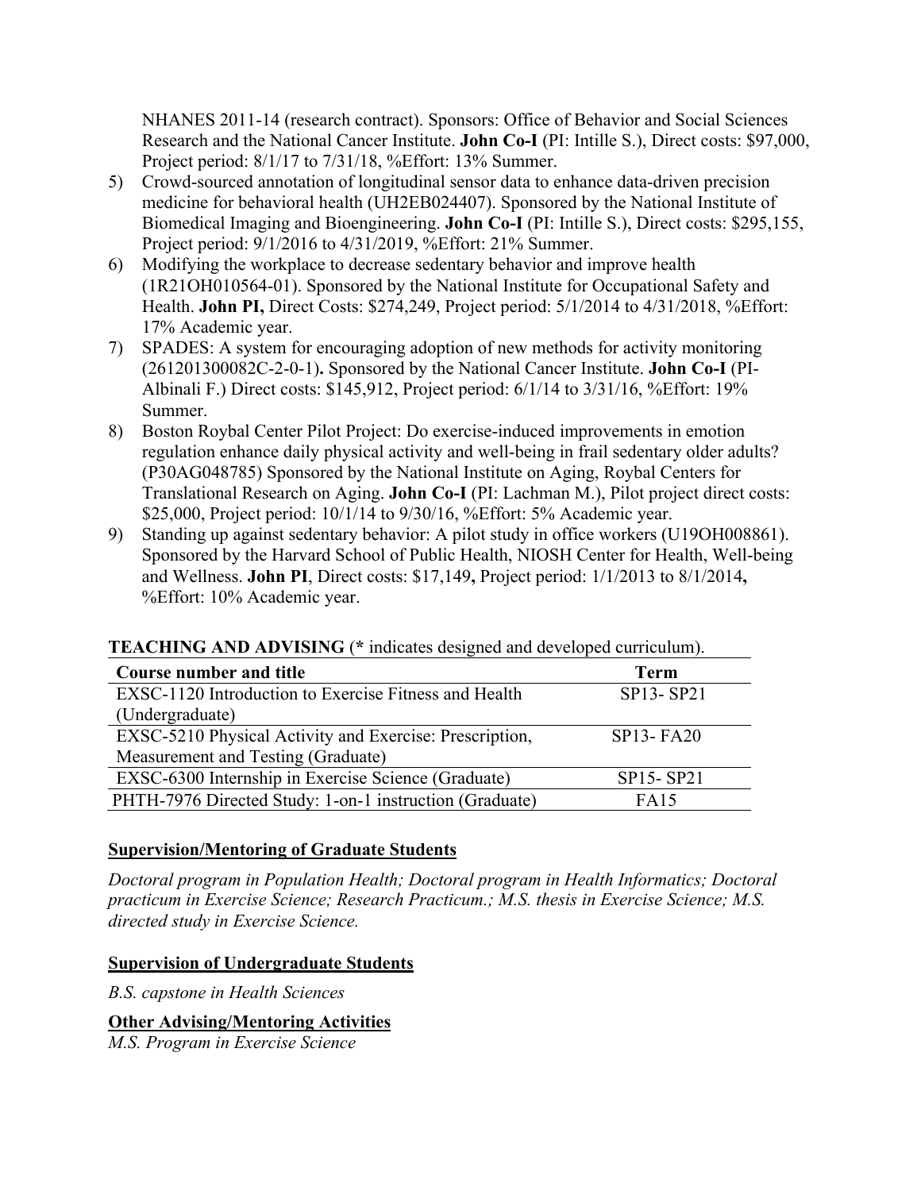NHANES 2011-14 (research contract). Sponsors: Office of Behavior and Social Sciences Research and the National Cancer Institute. **John Co-I** (PI: Intille S.), Direct costs: $97,000, Project period: 8/1/17 to 7/31/18, %Effort: 13% Summer.

5) Crowd-sourced annotation of longitudinal sensor data to enhance data-driven precision medicine for behavioral health (UH2EB024407). Sponsored by the National Institute of Biomedical Imaging and Bioengineering. **John Co-I** (PI: Intille S.), Direct costs: $295,155, Project period: 9/1/2016 to 4/31/2019, %Effort: 21% Summer.
6) Modifying the workplace to decrease sedentary behavior and improve health (1R21OH010564-01). Sponsored by the National Institute for Occupational Safety and Health. **John PI,** Direct Costs: $274,249, Project period: 5/1/2014 to 4/31/2018, %Effort: 17% Academic year.
7) SPADES: A system for encouraging adoption of new methods for activity monitoring (261201300082C-2-0-1)**.** Sponsored by the National Cancer Institute. **John Co-I** (PI-Albinali F.) Direct costs: $145,912, Project period: 6/1/14 to 3/31/16, %Effort: 19% Summer.
8) Boston Roybal Center Pilot Project: Do exercise-induced improvements in emotion regulation enhance daily physical activity and well-being in frail sedentary older adults? (P30AG048785) Sponsored by the National Institute on Aging, Roybal Centers for Translational Research on Aging. **John Co-I** (PI: Lachman M.), Pilot project direct costs: $25,000, Project period: 10/1/14 to 9/30/16, %Effort: 5% Academic year.
9) Standing up against sedentary behavior: A pilot study in office workers (U19OH008861). Sponsored by the Harvard School of Public Health, NIOSH Center for Health, Well-being and Wellness. **John PI**, Direct costs: $17,149**,** Project period: 1/1/2013 to 8/1/2014**,** %Effort: 10% Academic year.

**TEACHING AND ADVISING** (**\*** indicates designed and developed curriculum).

| Course number and title | Term |
|---|---|
| EXSC-1120 Introduction to Exercise Fitness and Health (Undergraduate) | SP13- SP21 |
| EXSC-5210 Physical Activity and Exercise: Prescription, Measurement and Testing (Graduate) | SP13- FA20 |
| EXSC-6300 Internship in Exercise Science (Graduate) | SP15- SP21 |
| PHTH-7976 Directed Study: 1-on-1 instruction (Graduate) | FA15 |

**Supervision/Mentoring of Graduate Students**

*Doctoral program in Population Health; Doctoral program in Health Informatics; Doctoral practicum in Exercise Science; Research Practicum.; M.S. thesis in Exercise Science; M.S. directed study in Exercise Science.*

**Supervision of Undergraduate Students**

*B.S. capstone in Health Sciences*

**Other Advising/Mentoring Activities**

*M.S. Program in Exercise Science*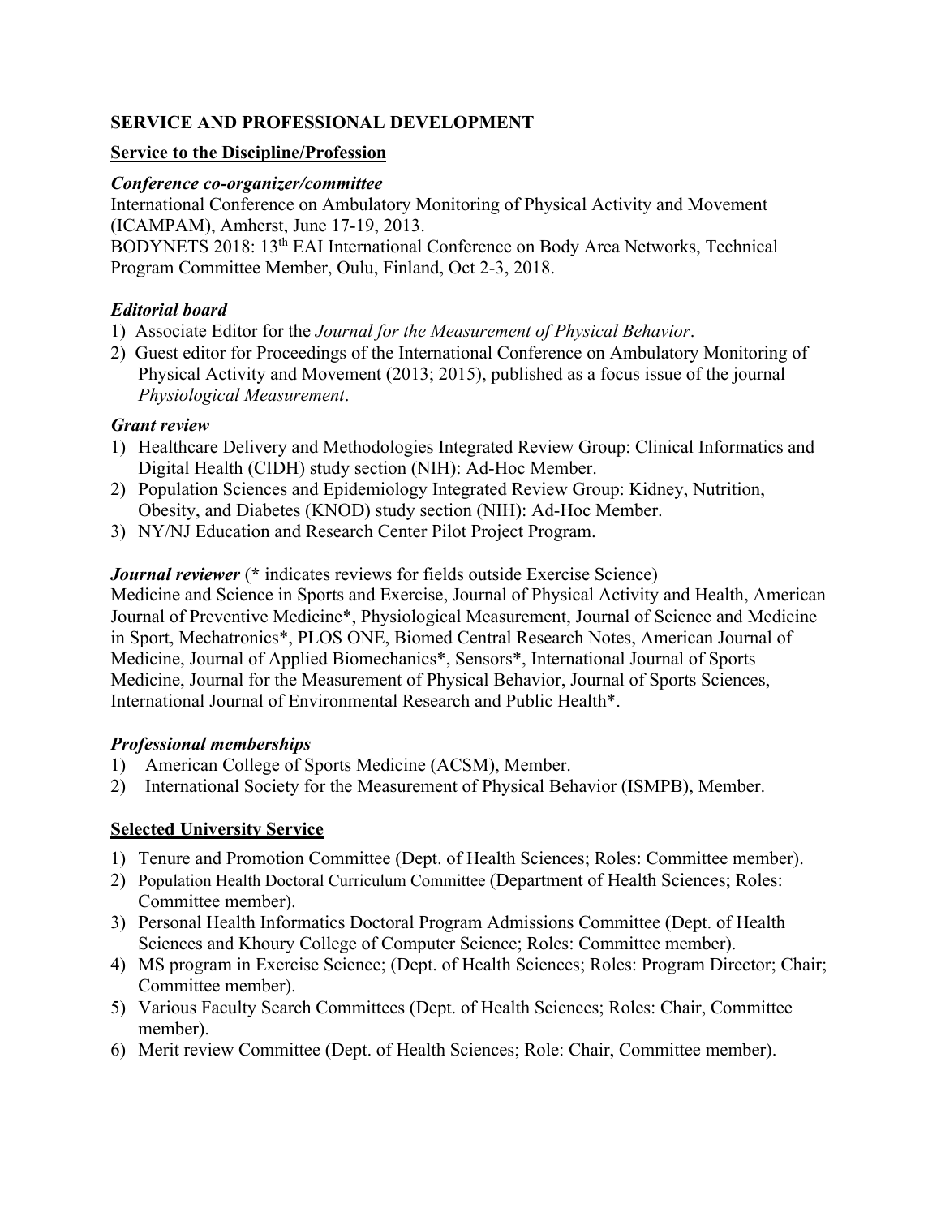## SERVICE AND PROFESSIONAL DEVELOPMENT

### Service to the Discipline/Profession

***Conference co-organizer/committee***

International Conference on Ambulatory Monitoring of Physical Activity and Movement (ICAMPAM), Amherst, June 17-19, 2013.

BODYNETS 2018: 13th EAI International Conference on Body Area Networks, Technical Program Committee Member, Oulu, Finland, Oct 2-3, 2018.

***Editorial board***

1) Associate Editor for the *Journal for the Measurement of Physical Behavior*.
2) Guest editor for Proceedings of the International Conference on Ambulatory Monitoring of Physical Activity and Movement (2013; 2015), published as a focus issue of the journal *Physiological Measurement*.

***Grant review***

1) Healthcare Delivery and Methodologies Integrated Review Group: Clinical Informatics and Digital Health (CIDH) study section (NIH): Ad-Hoc Member.
2) Population Sciences and Epidemiology Integrated Review Group: Kidney, Nutrition, Obesity, and Diabetes (KNOD) study section (NIH): Ad-Hoc Member.
3) NY/NJ Education and Research Center Pilot Project Program.

***Journal reviewer*** (* indicates reviews for fields outside Exercise Science)

Medicine and Science in Sports and Exercise, Journal of Physical Activity and Health, American Journal of Preventive Medicine*, Physiological Measurement, Journal of Science and Medicine in Sport, Mechatronics*, PLOS ONE, Biomed Central Research Notes, American Journal of Medicine, Journal of Applied Biomechanics*, Sensors*, International Journal of Sports Medicine, Journal for the Measurement of Physical Behavior, Journal of Sports Sciences, International Journal of Environmental Research and Public Health*.

***Professional memberships***

1) American College of Sports Medicine (ACSM), Member.
2) International Society for the Measurement of Physical Behavior (ISMPB), Member.

### Selected University Service

1) Tenure and Promotion Committee (Dept. of Health Sciences; Roles: Committee member).
2) Population Health Doctoral Curriculum Committee (Department of Health Sciences; Roles: Committee member).
3) Personal Health Informatics Doctoral Program Admissions Committee (Dept. of Health Sciences and Khoury College of Computer Science; Roles: Committee member).
4) MS program in Exercise Science; (Dept. of Health Sciences; Roles: Program Director; Chair; Committee member).
5) Various Faculty Search Committees (Dept. of Health Sciences; Roles: Chair, Committee member).
6) Merit review Committee (Dept. of Health Sciences; Role: Chair, Committee member).